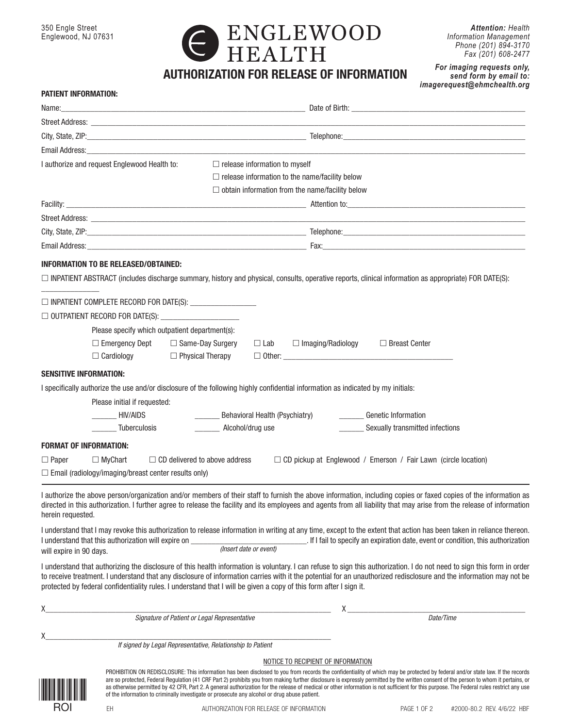350 Engle Street
Englewood, NJ 07631

ENGLEWOOD HEALTH

***Attention:*** *Health Information Management*
*Phone (201) 894-3170*
*Fax (201) 608-2477*

***For imaging requests only, send form by email to: imagerequest@ehmchealth.org***

# AUTHORIZATION FOR RELEASE OF INFORMATION

**PATIENT INFORMATION:**

Name:______________________________ Date of Birth: ______________________________

Street Address: ____________________________________________________________

City, State, ZIP:______________________________ Telephone:______________________________

Email Address:____________________________________________________________

I authorize and request Englewood Health to:
- ☐ release information to myself
- ☐ release information to the name/facility below
- ☐ obtain information from the name/facility below

Facility: ______________________________ Attention to:______________________________

Street Address: ____________________________________________________________

City, State, ZIP:______________________________ Telephone:______________________________

Email Address: ______________________________ Fax:______________________________

**INFORMATION TO BE RELEASED/OBTAINED:**

☐ INPATIENT ABSTRACT (includes discharge summary, history and physical, consults, operative reports, clinical information as appropriate) FOR DATE(S): ______________

☐ INPATIENT COMPLETE RECORD FOR DATE(S): ________________

☐ OUTPATIENT RECORD FOR DATE(S): ___________________

Please specify which outpatient department(s):

☐ Emergency Dept ☐ Same-Day Surgery ☐ Lab ☐ Imaging/Radiology ☐ Breast Center

☐ Cardiology ☐ Physical Therapy ☐ Other: ________________________________________

**SENSITIVE INFORMATION:**

I specifically authorize the use and/or disclosure of the following highly confidential information as indicated by my initials:

Please initial if requested:

______ HIV/AIDS ______ Behavioral Health (Psychiatry) ______ Genetic Information

______ Tuberculosis ______ Alcohol/drug use ______ Sexually transmitted infections

**FORMAT OF INFORMATION:**

☐ Paper ☐ MyChart ☐ CD delivered to above address ☐ CD pickup at Englewood / Emerson / Fair Lawn (circle location)

☐ Email (radiology/imaging/breast center results only)

---

I authorize the above person/organization and/or members of their staff to furnish the above information, including copies or faxed copies of the information as directed in this authorization. I further agree to release the facility and its employees and agents from all liability that may arise from the release of information herein requested.

I understand that I may revoke this authorization to release information in writing at any time, except to the extent that action has been taken in reliance thereon. I understand that this authorization will expire on ____________________________ *(Insert date or event)*. If I fail to specify an expiration date, event or condition, this authorization will expire in 90 days.

I understand that authorizing the disclosure of this health information is voluntary. I can refuse to sign this authorization. I do not need to sign this form in order to receive treatment. I understand that any disclosure of information carries with it the potential for an unauthorized redisclosure and the information may not be protected by federal confidentiality rules. I understand that I will be given a copy of this form after I sign it.

X______________________________________________ X______________________________
*Signature of Patient or Legal Representative* *Date/Time*

X______________________________________________
*If signed by Legal Representative, Relationship to Patient*

NOTICE TO RECIPIENT OF INFORMATION

PROHIBITION ON REDISCLOSURE: This information has been disclosed to you from records the confidentiality of which may be protected by federal and/or state law. If the records are so protected, Federal Regulation (41 CRF Part 2) prohibits you from making further disclosure is expressly permitted by the written consent of the person to whom it pertains, or as otherwise permitted by 42 CFR, Part 2. A general authorization for the release of medical or other information is not sufficient for this purpose. The Federal rules restrict any use of the information to criminally investigate or prosecute any alcohol or drug abuse patient.

ROI

EH AUTHORIZATION FOR RELEASE OF INFORMATION #2000-80.2 REV. 4/6/22 HBF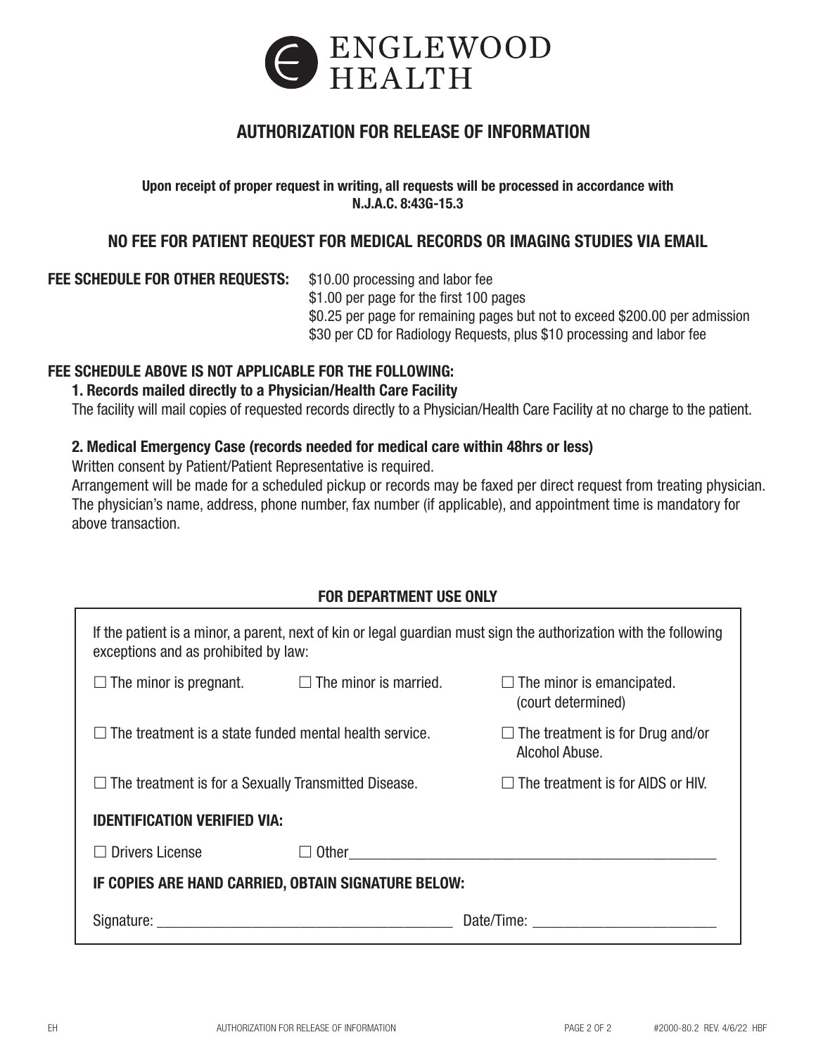# ENGLEWOOD HEALTH

## AUTHORIZATION FOR RELEASE OF INFORMATION

**Upon receipt of proper request in writing, all requests will be processed in accordance with N.J.A.C. 8:43G-15.3**

### NO FEE FOR PATIENT REQUEST FOR MEDICAL RECORDS OR IMAGING STUDIES VIA EMAIL

**FEE SCHEDULE FOR OTHER REQUESTS:**
$10.00 processing and labor fee
$1.00 per page for the first 100 pages
$0.25 per page for remaining pages but not to exceed $200.00 per admission
$30 per CD for Radiology Requests, plus $10 processing and labor fee

**FEE SCHEDULE ABOVE IS NOT APPLICABLE FOR THE FOLLOWING:**

**1. Records mailed directly to a Physician/Health Care Facility**
The facility will mail copies of requested records directly to a Physician/Health Care Facility at no charge to the patient.

**2. Medical Emergency Case (records needed for medical care within 48hrs or less)**
Written consent by Patient/Patient Representative is required.
Arrangement will be made for a scheduled pickup or records may be faxed per direct request from treating physician. The physician's name, address, phone number, fax number (if applicable), and appointment time is mandatory for above transaction.

**FOR DEPARTMENT USE ONLY**

If the patient is a minor, a parent, next of kin or legal guardian must sign the authorization with the following exceptions and as prohibited by law:

☐ The minor is pregnant. ☐ The minor is married. ☐ The minor is emancipated. (court determined)

☐ The treatment is a state funded mental health service. ☐ The treatment is for Drug and/or Alcohol Abuse.

☐ The treatment is for a Sexually Transmitted Disease. ☐ The treatment is for AIDS or HIV.

**IDENTIFICATION VERIFIED VIA:**

☐ Drivers License ☐ Other_______________________________________

**IF COPIES ARE HAND CARRIED, OBTAIN SIGNATURE BELOW:**

Signature: ___________________________________ Date/Time: _______________________

EH AUTHORIZATION FOR RELEASE OF INFORMATION #2000-80.2 REV. 4/6/22 HBF